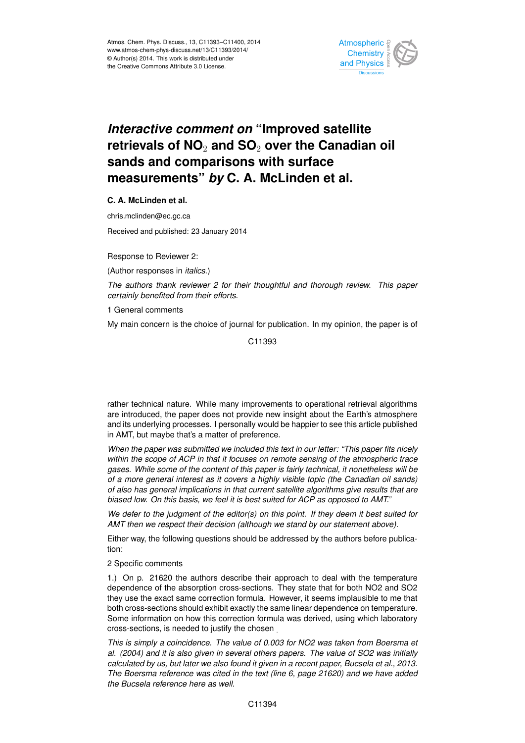# *Interactive comment on* "Improved satellite retrievals of $NO_2$ and $SO_2$ over the Canadian oil sands and comparisons with surface measurements" *by* C. A. McLinden et al.

**C. A. McLinden et al.**

chris.mclinden@ec.gc.ca

Received and published: 23 January 2014

Response to Reviewer 2:

(Author responses in *italics.*)

*The authors thank reviewer 2 for their thoughtful and thorough review. This paper certainly benefited from their efforts.*

1 General comments

My main concern is the choice of journal for publication. In my opinion, the paper is of rather technical nature. While many improvements to operational retrieval algorithms are introduced, the paper does not provide new insight about the Earth's atmosphere and its underlying processes. I personally would be happier to see this article published in AMT, but maybe that's a matter of preference.

*When the paper was submitted we included this text in our letter: "This paper fits nicely within the scope of ACP in that it focuses on remote sensing of the atmospheric trace gases. While some of the content of this paper is fairly technical, it nonetheless will be of a more general interest as it covers a highly visible topic (the Canadian oil sands) of also has general implications in that current satellite algorithms give results that are biased low. On this basis, we feel it is best suited for ACP as opposed to AMT."*

*We defer to the judgment of the editor(s) on this point. If they deem it best suited for AMT then we respect their decision (although we stand by our statement above).*

Either way, the following questions should be addressed by the authors before publication:

2 Specific comments

1.) On p. 21620 the authors describe their approach to deal with the temperature dependence of the absorption cross-sections. They state that for both NO2 and SO2 they use the exact same correction formula. However, it seems implausible to me that both cross-sections should exhibit exactly the same linear dependence on temperature. Some information on how this correction formula was derived, using which laboratory cross-sections, is needed to justify the chosen .

*This is simply a coincidence. The value of 0.003 for NO2 was taken from Boersma et al. (2004) and it is also given in several others papers. The value of SO2 was initially calculated by us, but later we also found it given in a recent paper, Bucsela et al., 2013. The Boersma reference was cited in the text (line 6, page 21620) and we have added the Bucsela reference here as well.*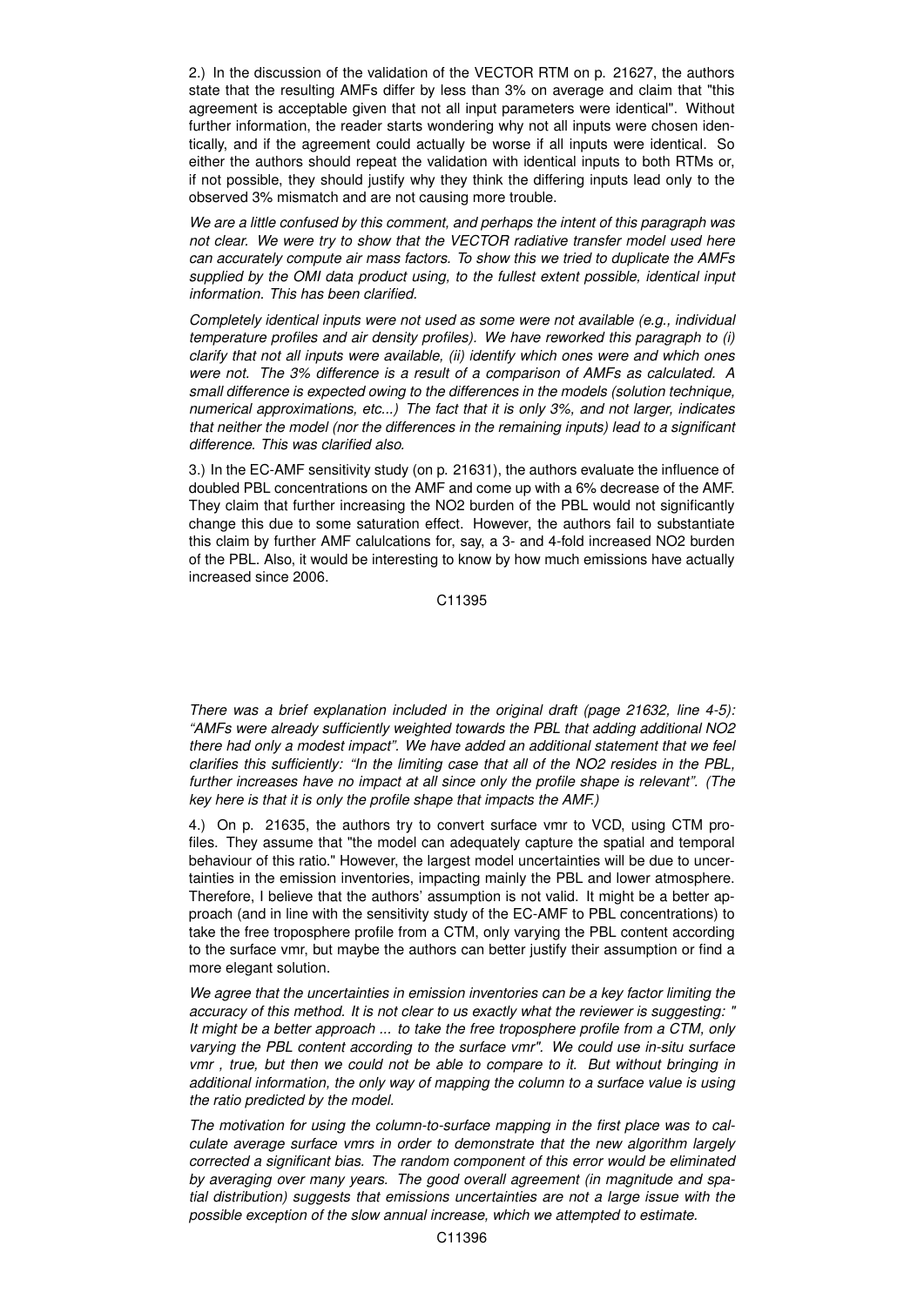2.) In the discussion of the validation of the VECTOR RTM on p. 21627, the authors state that the resulting AMFs differ by less than 3% on average and claim that "this agreement is acceptable given that not all input parameters were identical". Without further information, the reader starts wondering why not all inputs were chosen identically, and if the agreement could actually be worse if all inputs were identical. So either the authors should repeat the validation with identical inputs to both RTMs or, if not possible, they should justify why they think the differing inputs lead only to the observed 3% mismatch and are not causing more trouble.

*We are a little confused by this comment, and perhaps the intent of this paragraph was not clear. We were try to show that the VECTOR radiative transfer model used here can accurately compute air mass factors. To show this we tried to duplicate the AMFs supplied by the OMI data product using, to the fullest extent possible, identical input information. This has been clarified.*

*Completely identical inputs were not used as some were not available (e.g., individual temperature profiles and air density profiles). We have reworked this paragraph to (i) clarify that not all inputs were available, (ii) identify which ones were and which ones were not. The 3% difference is a result of a comparison of AMFs as calculated. A small difference is expected owing to the differences in the models (solution technique, numerical approximations, etc...) The fact that it is only 3%, and not larger, indicates that neither the model (nor the differences in the remaining inputs) lead to a significant difference. This was clarified also.*

3.) In the EC-AMF sensitivity study (on p. 21631), the authors evaluate the influence of doubled PBL concentrations on the AMF and come up with a 6% decrease of the AMF. They claim that further increasing the NO2 burden of the PBL would not significantly change this due to some saturation effect. However, the authors fail to substantiate this claim by further AMF calulcations for, say, a 3- and 4-fold increased NO2 burden of the PBL. Also, it would be interesting to know by how much emissions have actually increased since 2006.

*There was a brief explanation included in the original draft (page 21632, line 4-5): "AMFs were already sufficiently weighted towards the PBL that adding additional NO2 there had only a modest impact". We have added an additional statement that we feel clarifies this sufficiently: "In the limiting case that all of the NO2 resides in the PBL, further increases have no impact at all since only the profile shape is relevant". (The key here is that it is only the profile shape that impacts the AMF.)*

4.) On p. 21635, the authors try to convert surface vmr to VCD, using CTM profiles. They assume that "the model can adequately capture the spatial and temporal behaviour of this ratio." However, the largest model uncertainties will be due to uncertainties in the emission inventories, impacting mainly the PBL and lower atmosphere. Therefore, I believe that the authors' assumption is not valid. It might be a better approach (and in line with the sensitivity study of the EC-AMF to PBL concentrations) to take the free troposphere profile from a CTM, only varying the PBL content according to the surface vmr, but maybe the authors can better justify their assumption or find a more elegant solution.

*We agree that the uncertainties in emission inventories can be a key factor limiting the accuracy of this method. It is not clear to us exactly what the reviewer is suggesting: " It might be a better approach ... to take the free troposphere profile from a CTM, only varying the PBL content according to the surface vmr". We could use in-situ surface vmr , true, but then we could not be able to compare to it. But without bringing in additional information, the only way of mapping the column to a surface value is using the ratio predicted by the model.*

*The motivation for using the column-to-surface mapping in the first place was to calculate average surface vmrs in order to demonstrate that the new algorithm largely corrected a significant bias. The random component of this error would be eliminated by averaging over many years. The good overall agreement (in magnitude and spatial distribution) suggests that emissions uncertainties are not a large issue with the possible exception of the slow annual increase, which we attempted to estimate.*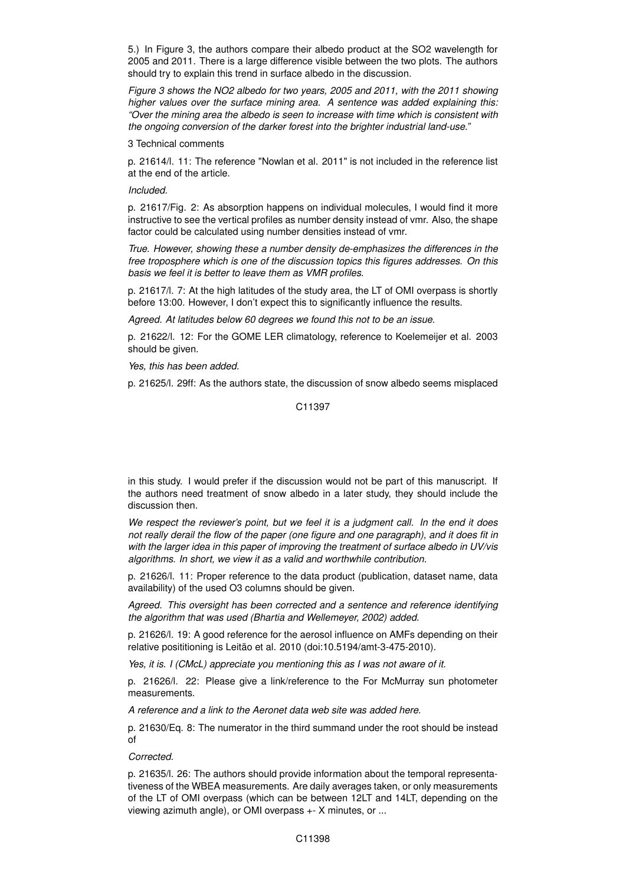5.) In Figure 3, the authors compare their albedo product at the SO2 wavelength for 2005 and 2011. There is a large difference visible between the two plots. The authors should try to explain this trend in surface albedo in the discussion.

*Figure 3 shows the NO2 albedo for two years, 2005 and 2011, with the 2011 showing higher values over the surface mining area. A sentence was added explaining this: "Over the mining area the albedo is seen to increase with time which is consistent with the ongoing conversion of the darker forest into the brighter industrial land-use."*

3 Technical comments

p. 21614/l. 11: The reference "Nowlan et al. 2011" is not included in the reference list at the end of the article.

*Included.*

p. 21617/Fig. 2: As absorption happens on individual molecules, I would find it more instructive to see the vertical profiles as number density instead of vmr. Also, the shape factor could be calculated using number densities instead of vmr.

*True. However, showing these a number density de-emphasizes the differences in the free troposphere which is one of the discussion topics this figures addresses. On this basis we feel it is better to leave them as VMR profiles.*

p. 21617/l. 7: At the high latitudes of the study area, the LT of OMI overpass is shortly before 13:00. However, I don't expect this to significantly influence the results.

*Agreed. At latitudes below 60 degrees we found this not to be an issue.*

p. 21622/l. 12: For the GOME LER climatology, reference to Koelemeijer et al. 2003 should be given.

*Yes, this has been added.*

p. 21625/l. 29ff: As the authors state, the discussion of snow albedo seems misplaced in this study. I would prefer if the discussion would not be part of this manuscript. If the authors need treatment of snow albedo in a later study, they should include the discussion then.

*We respect the reviewer's point, but we feel it is a judgment call. In the end it does not really derail the flow of the paper (one figure and one paragraph), and it does fit in with the larger idea in this paper of improving the treatment of surface albedo in UV/vis algorithms. In short, we view it as a valid and worthwhile contribution.*

p. 21626/l. 11: Proper reference to the data product (publication, dataset name, data availability) of the used O3 columns should be given.

*Agreed. This oversight has been corrected and a sentence and reference identifying the algorithm that was used (Bhartia and Wellemeyer, 2002) added.*

p. 21626/l. 19: A good reference for the aerosol influence on AMFs depending on their relative posititioning is Leitão et al. 2010 (doi:10.5194/amt-3-475-2010).

*Yes, it is. I (CMcL) appreciate you mentioning this as I was not aware of it.*

p. 21626/l. 22: Please give a link/reference to the For McMurray sun photometer measurements.

*A reference and a link to the Aeronet data web site was added here.*

p. 21630/Eq. 8: The numerator in the third summand under the root should be instead of

*Corrected.*

p. 21635/l. 26: The authors should provide information about the temporal representativeness of the WBEA measurements. Are daily averages taken, or only measurements of the LT of OMI overpass (which can be between 12LT and 14LT, depending on the viewing azimuth angle), or OMI overpass +- X minutes, or ...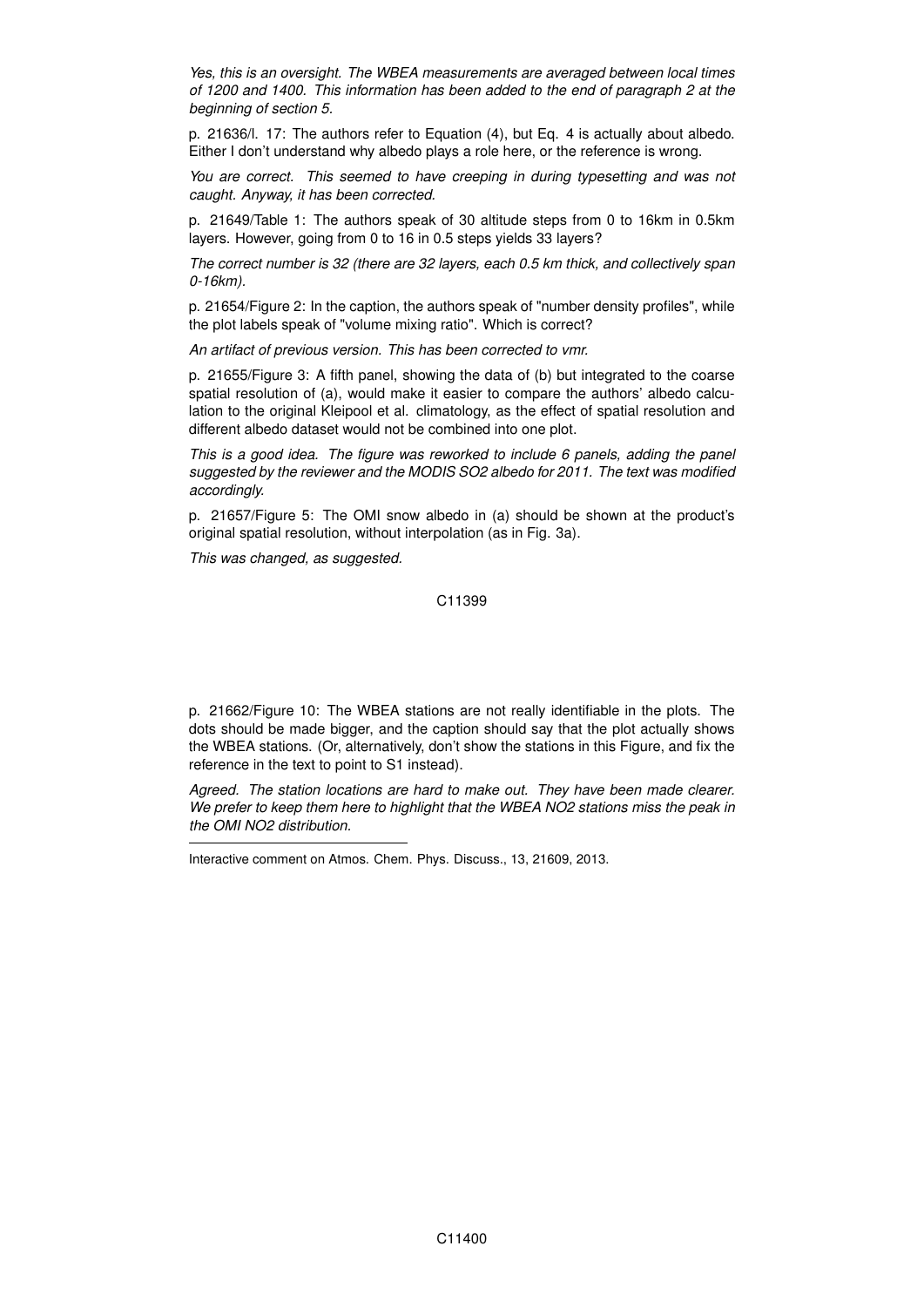*Yes, this is an oversight. The WBEA measurements are averaged between local times of 1200 and 1400. This information has been added to the end of paragraph 2 at the beginning of section 5.*

p. 21636/l. 17: The authors refer to Equation (4), but Eq. 4 is actually about albedo. Either I don't understand why albedo plays a role here, or the reference is wrong.

*You are correct. This seemed to have creeping in during typesetting and was not caught. Anyway, it has been corrected.*

p. 21649/Table 1: The authors speak of 30 altitude steps from 0 to 16km in 0.5km layers. However, going from 0 to 16 in 0.5 steps yields 33 layers?

*The correct number is 32 (there are 32 layers, each 0.5 km thick, and collectively span 0-16km).*

p. 21654/Figure 2: In the caption, the authors speak of "number density profiles", while the plot labels speak of "volume mixing ratio". Which is correct?

*An artifact of previous version. This has been corrected to vmr.*

p. 21655/Figure 3: A fifth panel, showing the data of (b) but integrated to the coarse spatial resolution of (a), would make it easier to compare the authors' albedo calculation to the original Kleipool et al. climatology, as the effect of spatial resolution and different albedo dataset would not be combined into one plot.

*This is a good idea. The figure was reworked to include 6 panels, adding the panel suggested by the reviewer and the MODIS SO2 albedo for 2011. The text was modified accordingly.*

p. 21657/Figure 5: The OMI snow albedo in (a) should be shown at the product's original spatial resolution, without interpolation (as in Fig. 3a).

*This was changed, as suggested.*

p. 21662/Figure 10: The WBEA stations are not really identifiable in the plots. The dots should be made bigger, and the caption should say that the plot actually shows the WBEA stations. (Or, alternatively, don't show the stations in this Figure, and fix the reference in the text to point to S1 instead).

*Agreed. The station locations are hard to make out. They have been made clearer. We prefer to keep them here to highlight that the WBEA NO2 stations miss the peak in the OMI NO2 distribution.*

---

Interactive comment on Atmos. Chem. Phys. Discuss., 13, 21609, 2013.